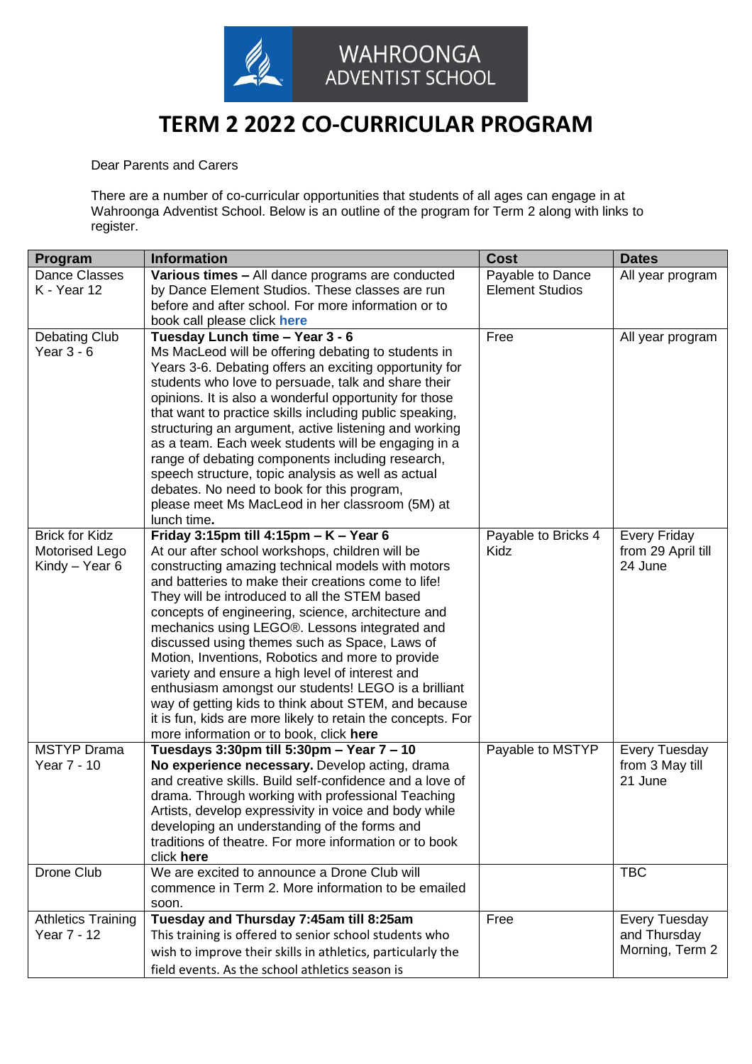# WAHROONGA ADVENTIST SCHOOL

# TERM 2 2022 CO-CURRICULAR PROGRAM

Dear Parents and Carers

There are a number of co-curricular opportunities that students of all ages can engage in at Wahroonga Adventist School. Below is an outline of the program for Term 2 along with links to register.

| Program | Information | Cost | Dates |
|---|---|---|---|
| Dance Classes K - Year 12 | **Various times –** All dance programs are conducted by Dance Element Studios. These classes are run before and after school. For more information or to book call please click **here** | Payable to Dance Element Studios | All year program |
| Debating Club Year 3 - 6 | **Tuesday Lunch time – Year 3 - 6** Ms MacLeod will be offering debating to students in Years 3-6. Debating offers an exciting opportunity for students who love to persuade, talk and share their opinions. It is also a wonderful opportunity for those that want to practice skills including public speaking, structuring an argument, active listening and working as a team. Each week students will be engaging in a range of debating components including research, speech structure, topic analysis as well as actual debates. No need to book for this program, please meet Ms MacLeod in her classroom (5M) at lunch time**.** | Free | All year program |
| Brick for Kidz Motorised Lego Kindy – Year 6 | **Friday 3:15pm till 4:15pm – K – Year 6** At our after school workshops, children will be constructing amazing technical models with motors and batteries to make their creations come to life! They will be introduced to all the STEM based concepts of engineering, science, architecture and mechanics using LEGO®. Lessons integrated and discussed using themes such as Space, Laws of Motion, Inventions, Robotics and more to provide variety and ensure a high level of interest and enthusiasm amongst our students! LEGO is a brilliant way of getting kids to think about STEM, and because it is fun, kids are more likely to retain the concepts. For more information or to book, click **here** | Payable to Bricks 4 Kidz | Every Friday from 29 April till 24 June |
| MSTYP Drama Year 7 - 10 | **Tuesdays 3:30pm till 5:30pm – Year 7 – 10** **No experience necessary.** Develop acting, drama and creative skills. Build self-confidence and a love of drama. Through working with professional Teaching Artists, develop expressivity in voice and body while developing an understanding of the forms and traditions of theatre. For more information or to book click **here** | Payable to MSTYP | Every Tuesday from 3 May till 21 June |
| Drone Club | We are excited to announce a Drone Club will commence in Term 2. More information to be emailed soon. | | TBC |
| Athletics Training Year 7 - 12 | **Tuesday and Thursday 7:45am till 8:25am** This training is offered to senior school students who wish to improve their skills in athletics, particularly the field events. As the school athletics season is | Free | Every Tuesday and Thursday Morning, Term 2 |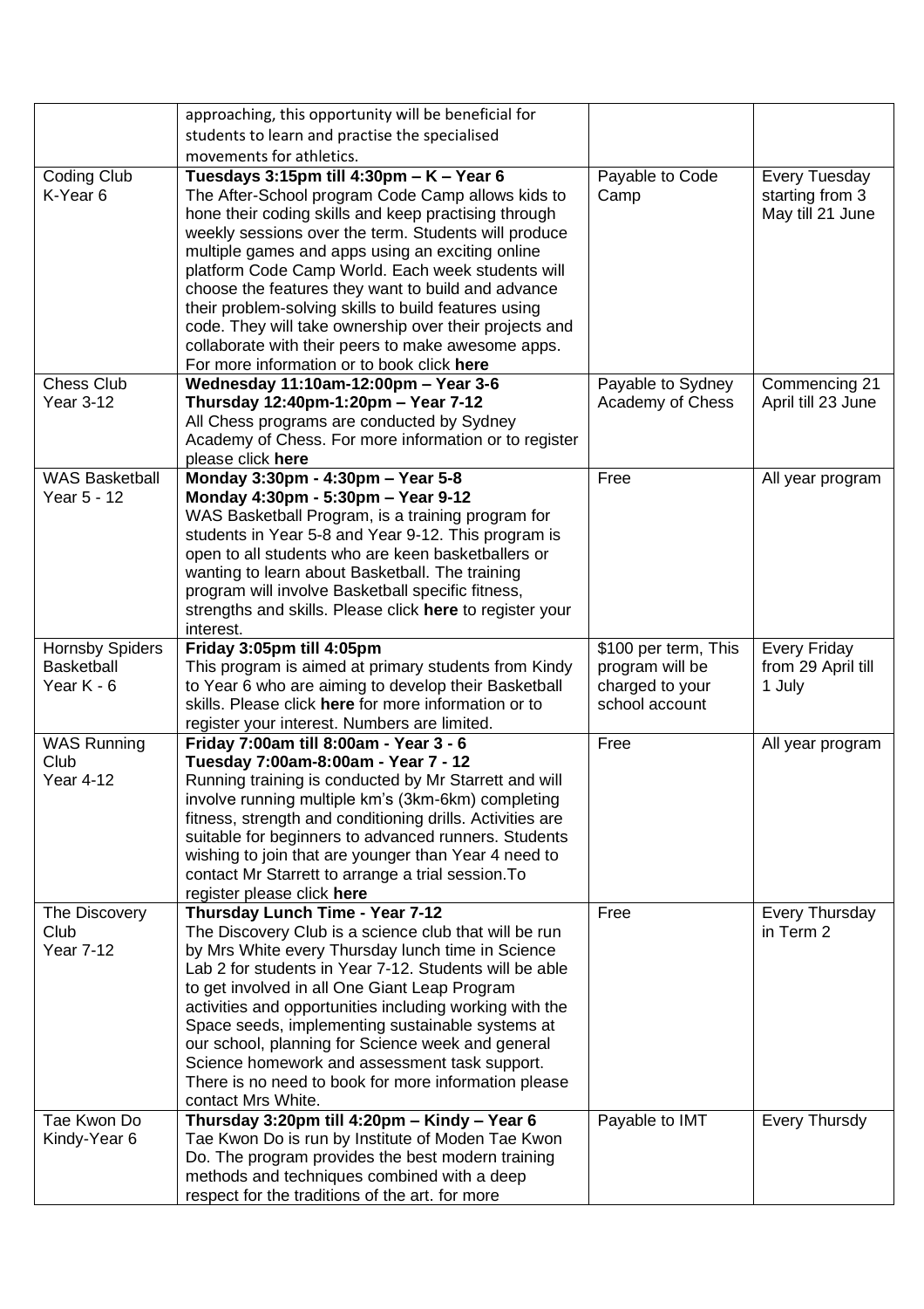| | | | |
|---|---|---|---|
| | approaching, this opportunity will be beneficial for students to learn and practise the specialised movements for athletics. | | |
| Coding Club K-Year 6 | **Tuesdays 3:15pm till 4:30pm – K – Year 6** The After-School program Code Camp allows kids to hone their coding skills and keep practising through weekly sessions over the term. Students will produce multiple games and apps using an exciting online platform Code Camp World. Each week students will choose the features they want to build and advance their problem-solving skills to build features using code. They will take ownership over their projects and collaborate with their peers to make awesome apps. For more information or to book click **here** | Payable to Code Camp | Every Tuesday starting from 3 May till 21 June |
| Chess Club Year 3-12 | **Wednesday 11:10am-12:00pm – Year 3-6** **Thursday 12:40pm-1:20pm – Year 7-12** All Chess programs are conducted by Sydney Academy of Chess. For more information or to register please click **here** | Payable to Sydney Academy of Chess | Commencing 21 April till 23 June |
| WAS Basketball Year 5 - 12 | **Monday 3:30pm - 4:30pm – Year 5-8** **Monday 4:30pm - 5:30pm – Year 9-12** WAS Basketball Program, is a training program for students in Year 5-8 and Year 9-12. This program is open to all students who are keen basketballers or wanting to learn about Basketball. The training program will involve Basketball specific fitness, strengths and skills. Please click **here** to register your interest. | Free | All year program |
| Hornsby Spiders Basketball Year K - 6 | **Friday 3:05pm till 4:05pm** This program is aimed at primary students from Kindy to Year 6 who are aiming to develop their Basketball skills. Please click **here** for more information or to register your interest. Numbers are limited. | $100 per term, This program will be charged to your school account | Every Friday from 29 April till 1 July |
| WAS Running Club Year 4-12 | **Friday 7:00am till 8:00am - Year 3 - 6** **Tuesday 7:00am-8:00am - Year 7 - 12** Running training is conducted by Mr Starrett and will involve running multiple km's (3km-6km) completing fitness, strength and conditioning drills. Activities are suitable for beginners to advanced runners. Students wishing to join that are younger than Year 4 need to contact Mr Starrett to arrange a trial session.To register please click **here** | Free | All year program |
| The Discovery Club Year 7-12 | **Thursday Lunch Time - Year 7-12** The Discovery Club is a science club that will be run by Mrs White every Thursday lunch time in Science Lab 2 for students in Year 7-12. Students will be able to get involved in all One Giant Leap Program activities and opportunities including working with the Space seeds, implementing sustainable systems at our school, planning for Science week and general Science homework and assessment task support. There is no need to book for more information please contact Mrs White. | Free | Every Thursday in Term 2 |
| Tae Kwon Do Kindy-Year 6 | **Thursday 3:20pm till 4:20pm – Kindy – Year 6** Tae Kwon Do is run by Institute of Moden Tae Kwon Do. The program provides the best modern training methods and techniques combined with a deep respect for the traditions of the art. for more | Payable to IMT | Every Thursdy |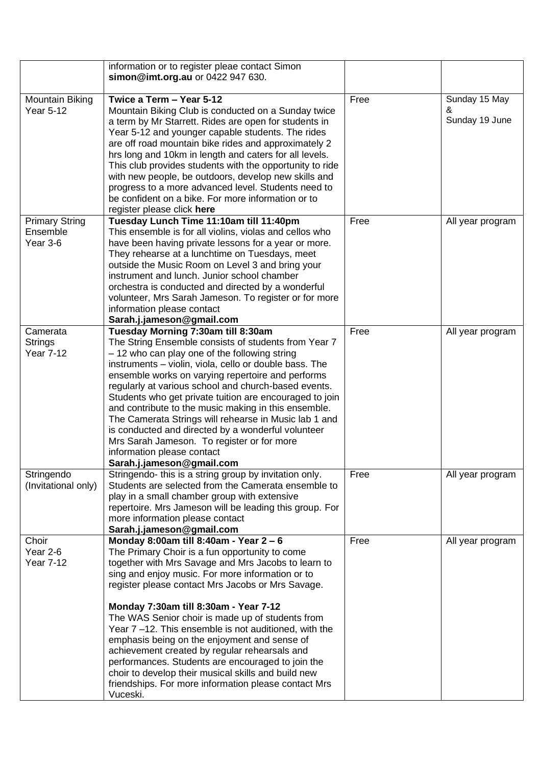| | | | |
|---|---|---|---|
| | information or to register pleae contact Simon **simon@imt.org.au** or 0422 947 630. | | |
| Mountain Biking Year 5-12 | **Twice a Term – Year 5-12** Mountain Biking Club is conducted on a Sunday twice a term by Mr Starrett. Rides are open for students in Year 5-12 and younger capable students. The rides are off road mountain bike rides and approximately 2 hrs long and 10km in length and caters for all levels. This club provides students with the opportunity to ride with new people, be outdoors, develop new skills and progress to a more advanced level. Students need to be confident on a bike. For more information or to register please click **here** | Free | Sunday 15 May & Sunday 19 June |
| Primary String Ensemble Year 3-6 | **Tuesday Lunch Time 11:10am till 11:40pm** This ensemble is for all violins, violas and cellos who have been having private lessons for a year or more. They rehearse at a lunchtime on Tuesdays, meet outside the Music Room on Level 3 and bring your instrument and lunch. Junior school chamber orchestra is conducted and directed by a wonderful volunteer, Mrs Sarah Jameson. To register or for more information please contact **Sarah.j.jameson@gmail.com** | Free | All year program |
| Camerata Strings Year 7-12 | **Tuesday Morning 7:30am till 8:30am** The String Ensemble consists of students from Year 7 – 12 who can play one of the following string instruments – violin, viola, cello or double bass. The ensemble works on varying repertoire and performs regularly at various school and church-based events. Students who get private tuition are encouraged to join and contribute to the music making in this ensemble. The Camerata Strings will rehearse in Music lab 1 and is conducted and directed by a wonderful volunteer Mrs Sarah Jameson. To register or for more information please contact **Sarah.j.jameson@gmail.com** | Free | All year program |
| Stringendo (Invitational only) | Stringendo- this is a string group by invitation only. Students are selected from the Camerata ensemble to play in a small chamber group with extensive repertoire. Mrs Jameson will be leading this group. For more information please contact **Sarah.j.jameson@gmail.com** | Free | All year program |
| Choir Year 2-6 Year 7-12 | **Monday 8:00am till 8:40am - Year 2 – 6** The Primary Choir is a fun opportunity to come together with Mrs Savage and Mrs Jacobs to learn to sing and enjoy music. For more information or to register please contact Mrs Jacobs or Mrs Savage. **Monday 7:30am till 8:30am - Year 7-12** The WAS Senior choir is made up of students from Year 7 –12. This ensemble is not auditioned, with the emphasis being on the enjoyment and sense of achievement created by regular rehearsals and performances. Students are encouraged to join the choir to develop their musical skills and build new friendships. For more information please contact Mrs Vuceski. | Free | All year program |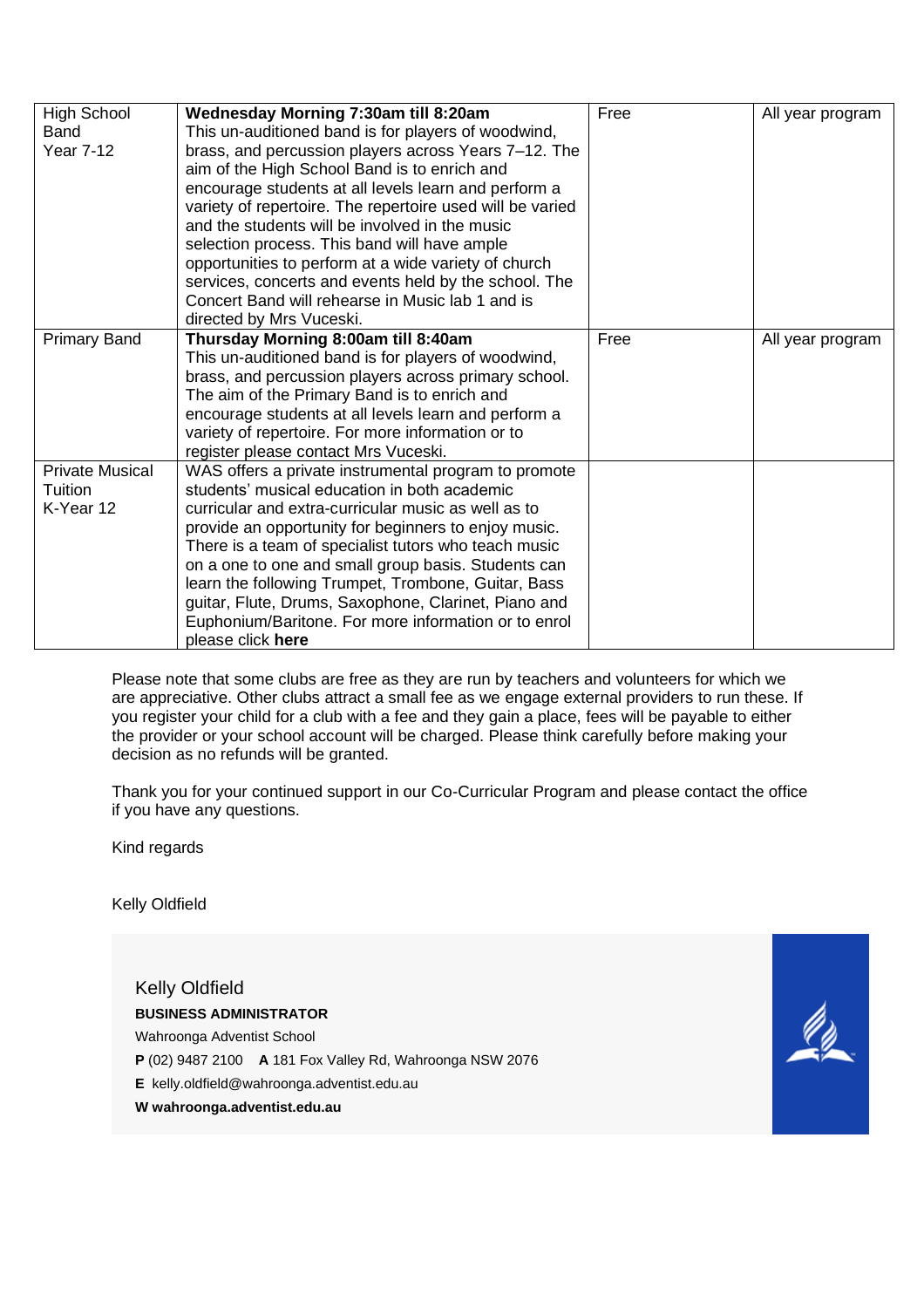| | | | |
|---|---|---|---|
| High School Band Year 7-12 | **Wednesday Morning 7:30am till 8:20am** This un-auditioned band is for players of woodwind, brass, and percussion players across Years 7–12. The aim of the High School Band is to enrich and encourage students at all levels learn and perform a variety of repertoire. The repertoire used will be varied and the students will be involved in the music selection process. This band will have ample opportunities to perform at a wide variety of church services, concerts and events held by the school. The Concert Band will rehearse in Music lab 1 and is directed by Mrs Vuceski. | Free | All year program |
| Primary Band | **Thursday Morning 8:00am till 8:40am** This un-auditioned band is for players of woodwind, brass, and percussion players across primary school. The aim of the Primary Band is to enrich and encourage students at all levels learn and perform a variety of repertoire. For more information or to register please contact Mrs Vuceski. | Free | All year program |
| Private Musical Tuition K-Year 12 | WAS offers a private instrumental program to promote students' musical education in both academic curricular and extra-curricular music as well as to provide an opportunity for beginners to enjoy music. There is a team of specialist tutors who teach music on a one to one and small group basis. Students can learn the following Trumpet, Trombone, Guitar, Bass guitar, Flute, Drums, Saxophone, Clarinet, Piano and Euphonium/Baritone. For more information or to enrol please click **here** | | |

Please note that some clubs are free as they are run by teachers and volunteers for which we are appreciative. Other clubs attract a small fee as we engage external providers to run these. If you register your child for a club with a fee and they gain a place, fees will be payable to either the provider or your school account will be charged. Please think carefully before making your decision as no refunds will be granted.

Thank you for your continued support in our Co-Curricular Program and please contact the office if you have any questions.

Kind regards

Kelly Oldfield

Kelly Oldfield
**BUSINESS ADMINISTRATOR**
Wahroonga Adventist School
**P** (02) 9487 2100 **A** 181 Fox Valley Rd, Wahroonga NSW 2076
**E** kelly.oldfield@wahroonga.adventist.edu.au
**W wahroonga.adventist.edu.au**